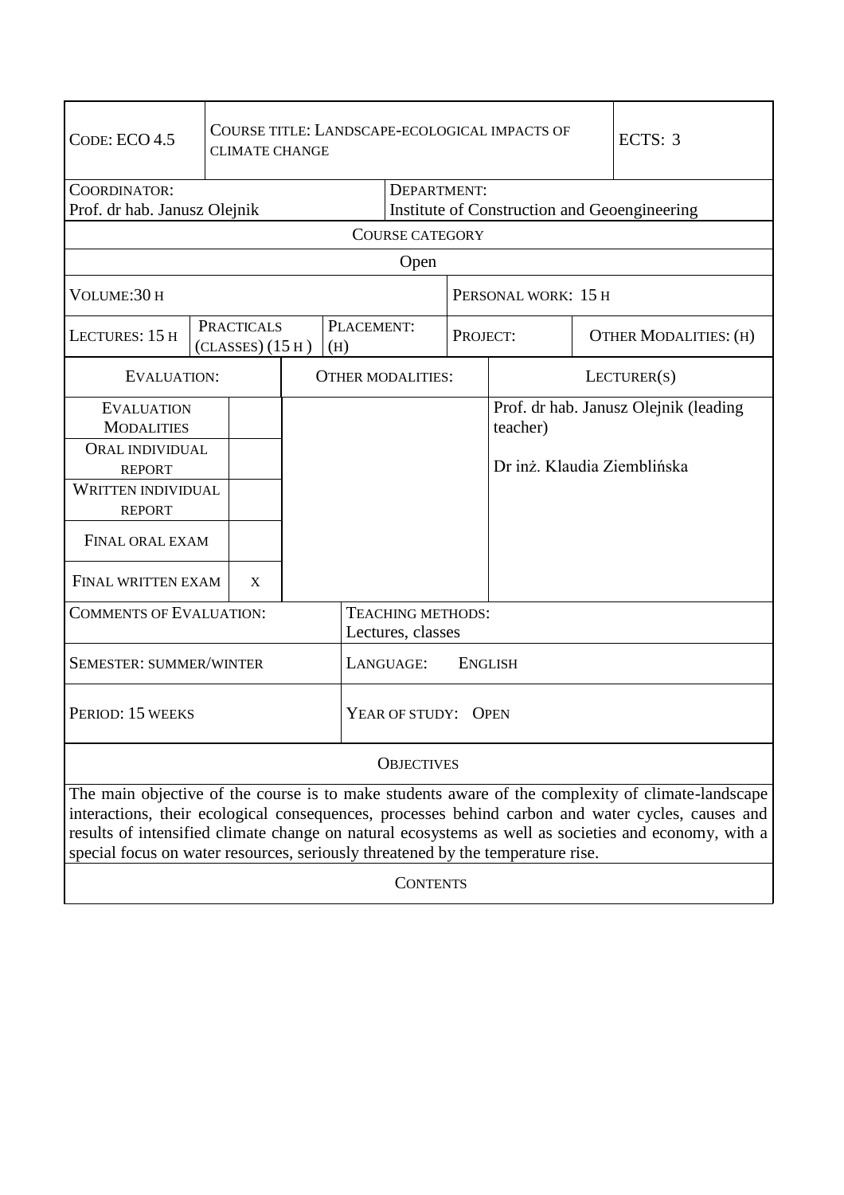| CODE: ECO 4.5 | COURSE TITLE: LANDSCAPE-ECOLOGICAL IMPACTS OF CLIMATE CHANGE | | | | | ECTS: 3 |
|---|---|---|---|---|---|---|
| COORDINATOR: Prof. dr hab. Janusz Olejnik | | | DEPARTMENT: Institute of Construction and Geoengineering | | | |
| COURSE CATEGORY | | | | | | |
| Open | | | | | | |
| VOLUME: 30 H | | | | PERSONAL WORK: 15 H | | |
| LECTURES: 15 H | PRACTICALS (CLASSES) (15 H) | PLACEMENT: (H) | | PROJECT: | | OTHER MODALITIES: (H) |

| EVALUATION: | | OTHER MODALITIES: | LECTURER(S) |
|---|---|---|---|
| EVALUATION MODALITIES | | | Prof. dr hab. Janusz Olejnik (leading teacher) |
| ORAL INDIVIDUAL REPORT | | | Dr inż. Klaudia Ziemblińska |
| WRITTEN INDIVIDUAL REPORT | | | |
| FINAL ORAL EXAM | | | |
| FINAL WRITTEN EXAM | X | | |

| COMMENTS OF EVALUATION: | TEACHING METHODS: Lectures, classes |
|---|---|
| SEMESTER: SUMMER/WINTER | LANGUAGE: ENGLISH |
| PERIOD: 15 WEEKS | YEAR OF STUDY: OPEN |

**OBJECTIVES**

The main objective of the course is to make students aware of the complexity of climate-landscape interactions, their ecological consequences, processes behind carbon and water cycles, causes and results of intensified climate change on natural ecosystems as well as societies and economy, with a special focus on water resources, seriously threatened by the temperature rise.

**CONTENTS**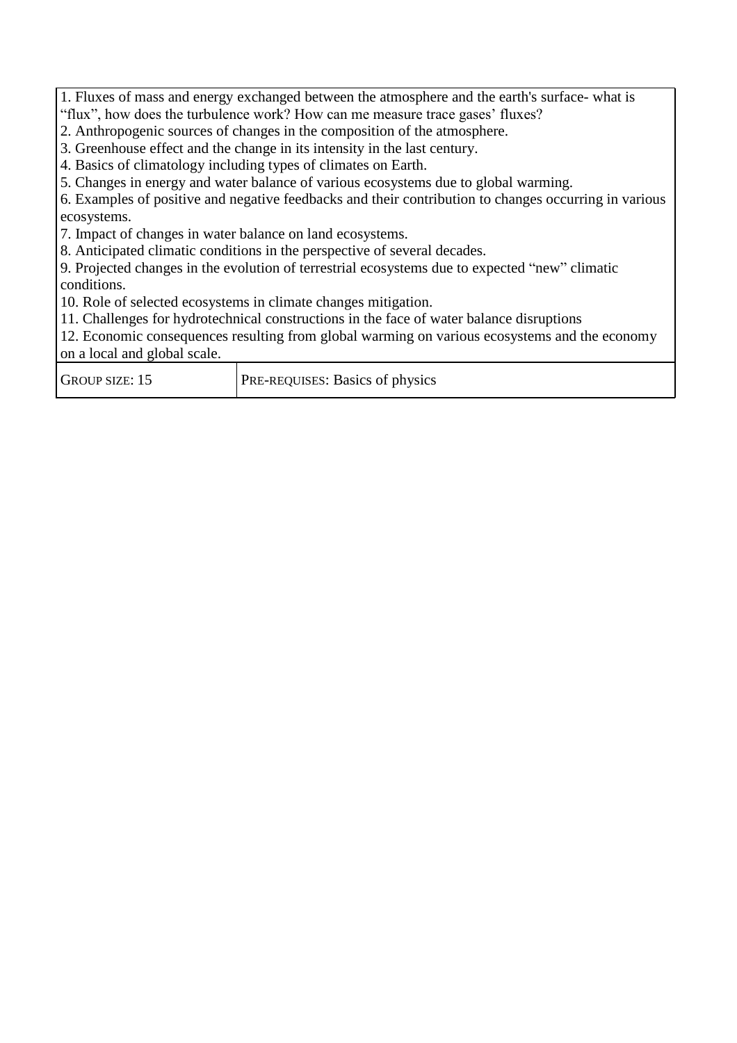1. Fluxes of mass and energy exchanged between the atmosphere and the earth's surface- what is "flux", how does the turbulence work? How can me measure trace gases' fluxes?
2. Anthropogenic sources of changes in the composition of the atmosphere.
3. Greenhouse effect and the change in its intensity in the last century.
4. Basics of climatology including types of climates on Earth.
5. Changes in energy and water balance of various ecosystems due to global warming.
6. Examples of positive and negative feedbacks and their contribution to changes occurring in various ecosystems.
7. Impact of changes in water balance on land ecosystems.
8. Anticipated climatic conditions in the perspective of several decades.
9. Projected changes in the evolution of terrestrial ecosystems due to expected "new" climatic conditions.
10. Role of selected ecosystems in climate changes mitigation.
11. Challenges for hydrotechnical constructions in the face of water balance disruptions
12. Economic consequences resulting from global warming on various ecosystems and the economy on a local and global scale.

| | |
|---|---|
| GROUP SIZE: 15 | PRE-REQUISES: Basics of physics |